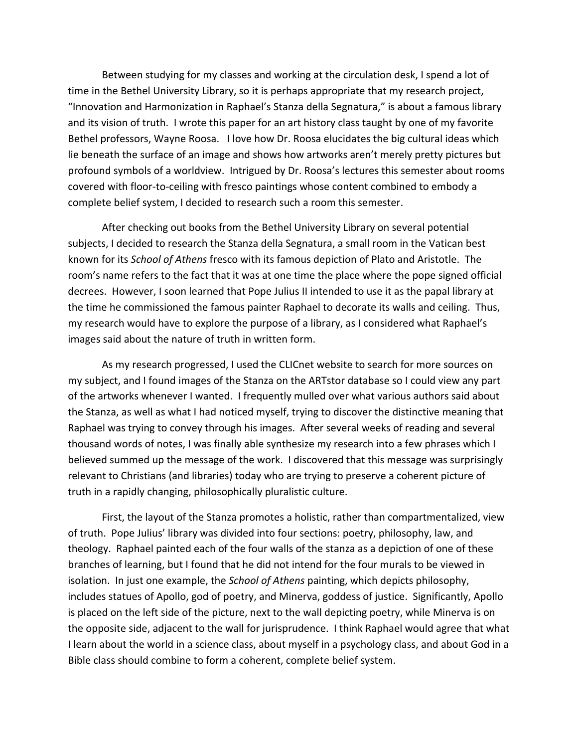Between studying for my classes and working at the circulation desk, I spend a lot of time in the Bethel University Library, so it is perhaps appropriate that my research project, "Innovation and Harmonization in Raphael's Stanza della Segnatura," is about a famous library and its vision of truth. I wrote this paper for an art history class taught by one of my favorite Bethel professors, Wayne Roosa. I love how Dr. Roosa elucidates the big cultural ideas which lie beneath the surface of an image and shows how artworks aren't merely pretty pictures but profound symbols of a worldview. Intrigued by Dr. Roosa's lectures this semester about rooms covered with floor-to-ceiling with fresco paintings whose content combined to embody a complete belief system, I decided to research such a room this semester.

After checking out books from the Bethel University Library on several potential subjects, I decided to research the Stanza della Segnatura, a small room in the Vatican best known for its *School of Athens* fresco with its famous depiction of Plato and Aristotle. The room's name refers to the fact that it was at one time the place where the pope signed official decrees. However, I soon learned that Pope Julius II intended to use it as the papal library at the time he commissioned the famous painter Raphael to decorate its walls and ceiling. Thus, my research would have to explore the purpose of a library, as I considered what Raphael's images said about the nature of truth in written form.

As my research progressed, I used the CLICnet website to search for more sources on my subject, and I found images of the Stanza on the ARTstor database so I could view any part of the artworks whenever I wanted. I frequently mulled over what various authors said about the Stanza, as well as what I had noticed myself, trying to discover the distinctive meaning that Raphael was trying to convey through his images. After several weeks of reading and several thousand words of notes, I was finally able synthesize my research into a few phrases which I believed summed up the message of the work. I discovered that this message was surprisingly relevant to Christians (and libraries) today who are trying to preserve a coherent picture of truth in a rapidly changing, philosophically pluralistic culture.

First, the layout of the Stanza promotes a holistic, rather than compartmentalized, view of truth. Pope Julius' library was divided into four sections: poetry, philosophy, law, and theology. Raphael painted each of the four walls of the stanza as a depiction of one of these branches of learning, but I found that he did not intend for the four murals to be viewed in isolation. In just one example, the *School of Athens* painting, which depicts philosophy, includes statues of Apollo, god of poetry, and Minerva, goddess of justice. Significantly, Apollo is placed on the left side of the picture, next to the wall depicting poetry, while Minerva is on the opposite side, adjacent to the wall for jurisprudence. I think Raphael would agree that what I learn about the world in a science class, about myself in a psychology class, and about God in a Bible class should combine to form a coherent, complete belief system.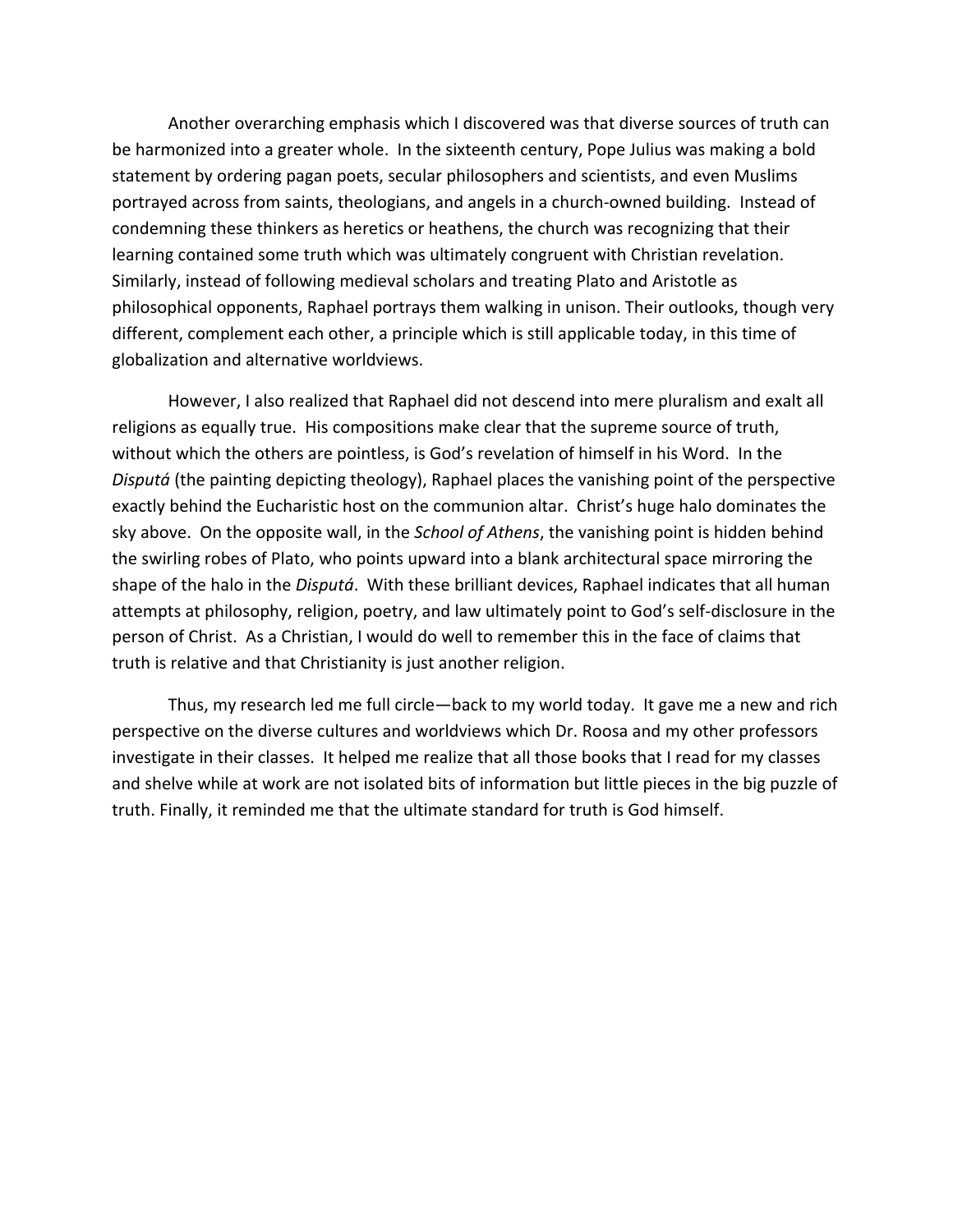Another overarching emphasis which I discovered was that diverse sources of truth can be harmonized into a greater whole. In the sixteenth century, Pope Julius was making a bold statement by ordering pagan poets, secular philosophers and scientists, and even Muslims portrayed across from saints, theologians, and angels in a church-owned building. Instead of condemning these thinkers as heretics or heathens, the church was recognizing that their learning contained some truth which was ultimately congruent with Christian revelation. Similarly, instead of following medieval scholars and treating Plato and Aristotle as philosophical opponents, Raphael portrays them walking in unison. Their outlooks, though very different, complement each other, a principle which is still applicable today, in this time of globalization and alternative worldviews.

However, I also realized that Raphael did not descend into mere pluralism and exalt all religions as equally true. His compositions make clear that the supreme source of truth, without which the others are pointless, is God's revelation of himself in his Word. In the *Disputá* (the painting depicting theology), Raphael places the vanishing point of the perspective exactly behind the Eucharistic host on the communion altar. Christ's huge halo dominates the sky above. On the opposite wall, in the *School of Athens*, the vanishing point is hidden behind the swirling robes of Plato, who points upward into a blank architectural space mirroring the shape of the halo in the *Disputá*. With these brilliant devices, Raphael indicates that all human attempts at philosophy, religion, poetry, and law ultimately point to God's self-disclosure in the person of Christ. As a Christian, I would do well to remember this in the face of claims that truth is relative and that Christianity is just another religion.

Thus, my research led me full circle—back to my world today. It gave me a new and rich perspective on the diverse cultures and worldviews which Dr. Roosa and my other professors investigate in their classes. It helped me realize that all those books that I read for my classes and shelve while at work are not isolated bits of information but little pieces in the big puzzle of truth. Finally, it reminded me that the ultimate standard for truth is God himself.